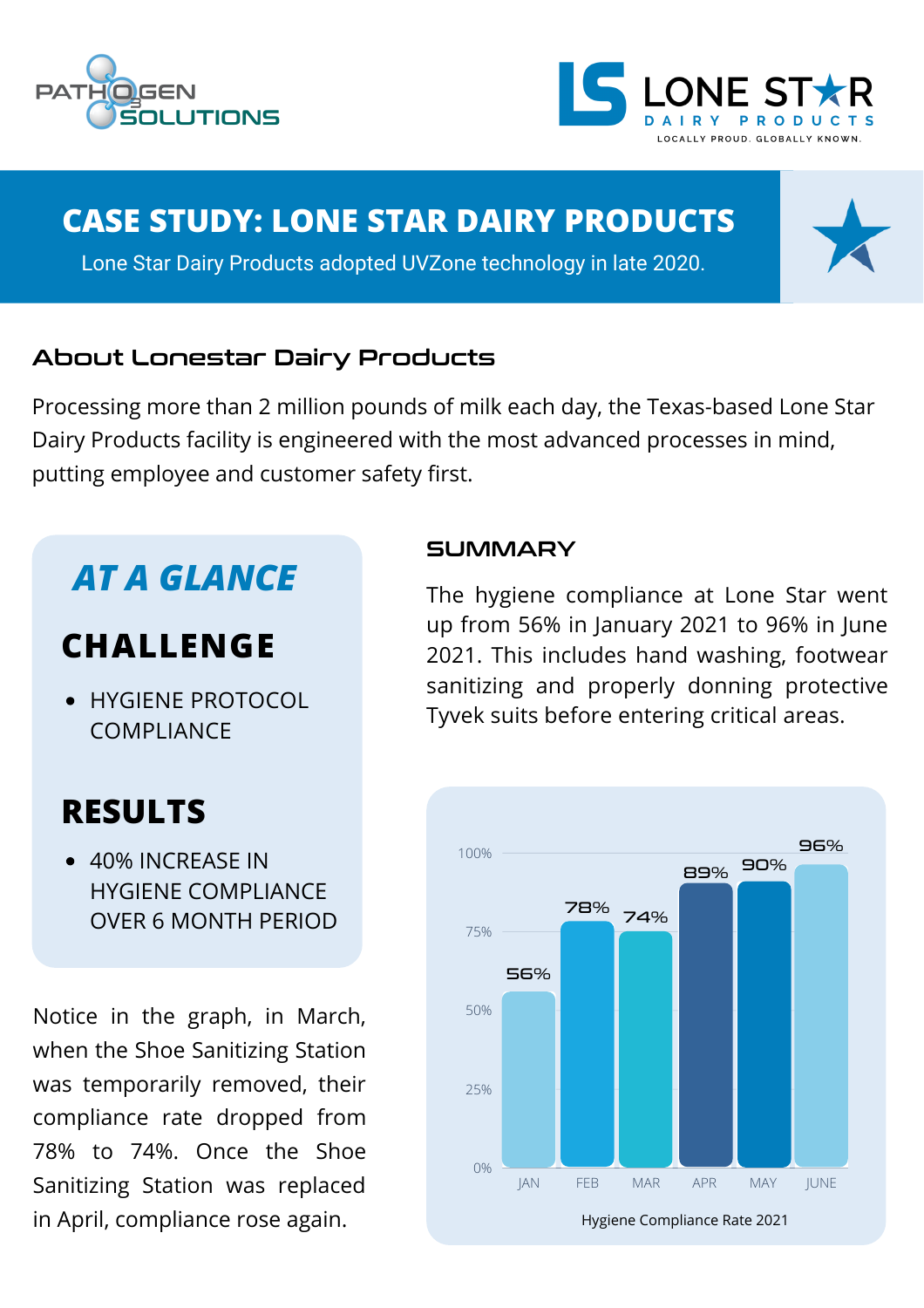PATHOGEN SOLUTIONS

LONE STAR DAIRY PRODUCTS
LOCALLY PROUD. GLOBALLY KNOWN.

# CASE STUDY: LONE STAR DAIRY PRODUCTS

Lone Star Dairy Products adopted UVZone technology in late 2020.

## About Lonestar Dairy Products

Processing more than 2 million pounds of milk each day, the Texas-based Lone Star Dairy Products facility is engineered with the most advanced processes in mind, putting employee and customer safety first.

## AT A GLANCE

### CHALLENGE

- HYGIENE PROTOCOL COMPLIANCE

### RESULTS

- 40% INCREASE IN HYGIENE COMPLIANCE OVER 6 MONTH PERIOD

Notice in the graph, in March, when the Shoe Sanitizing Station was temporarily removed, their compliance rate dropped from 78% to 74%. Once the Shoe Sanitizing Station was replaced in April, compliance rose again.

## SUMMARY

The hygiene compliance at Lone Star went up from 56% in January 2021 to 96% in June 2021. This includes hand washing, footwear sanitizing and properly donning protective Tyvek suits before entering critical areas.

| Month | Hygiene Compliance Rate |
|---|---|
| JAN | 56% |
| FEB | 78% |
| MAR | 74% |
| APR | 89% |
| MAY | 90% |
| JUNE | 96% |

Hygiene Compliance Rate 2021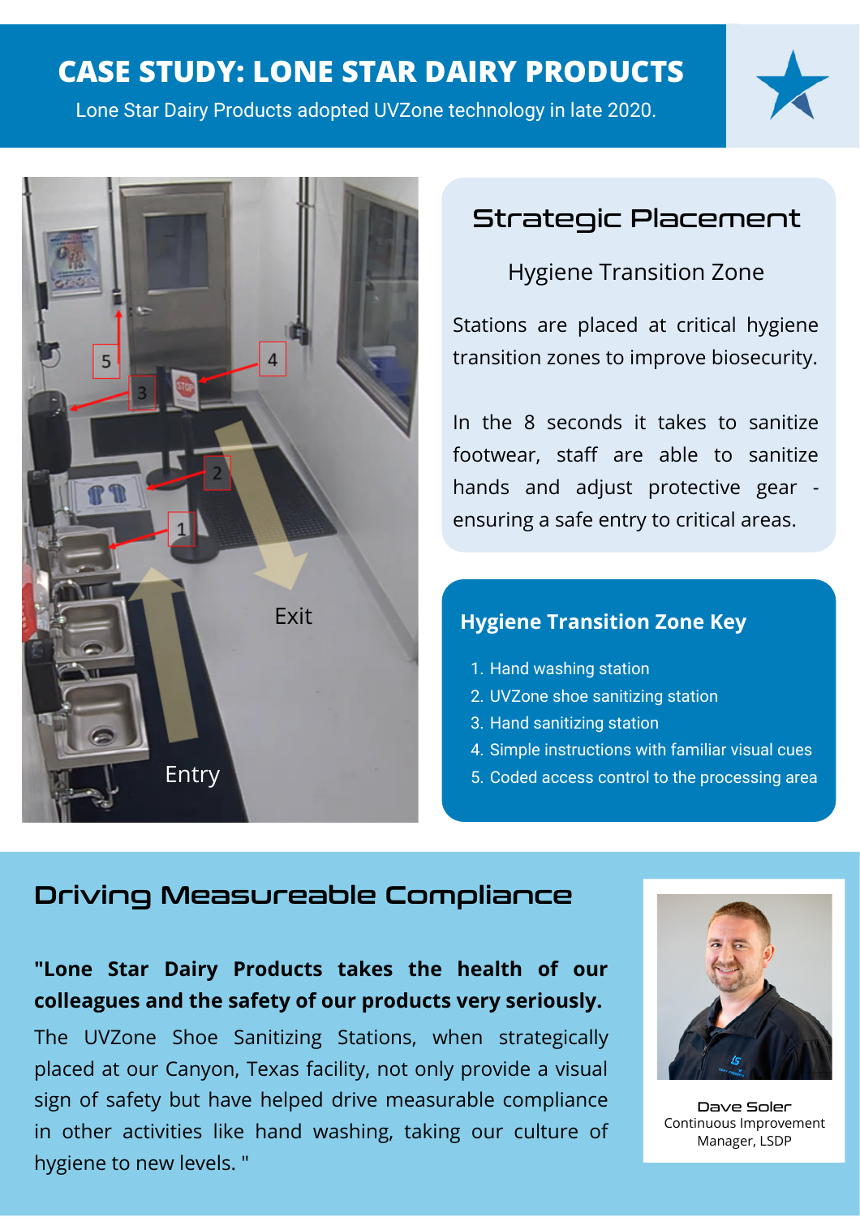# CASE STUDY: LONE STAR DAIRY PRODUCTS

Lone Star Dairy Products adopted UVZone technology in late 2020.

## Strategic Placement

### Hygiene Transition Zone

Stations are placed at critical hygiene transition zones to improve biosecurity.

In the 8 seconds it takes to sanitize footwear, staff are able to sanitize hands and adjust protective gear - ensuring a safe entry to critical areas.

### Hygiene Transition Zone Key

1. Hand washing station
2. UVZone shoe sanitizing station
3. Hand sanitizing station
4. Simple instructions with familiar visual cues
5. Coded access control to the processing area

## Driving Measureable Compliance

**"Lone Star Dairy Products takes the health of our colleagues and the safety of our products very seriously.** The UVZone Shoe Sanitizing Stations, when strategically placed at our Canyon, Texas facility, not only provide a visual sign of safety but have helped drive measurable compliance in other activities like hand washing, taking our culture of hygiene to new levels. "

Dave Soler
Continuous Improvement Manager, LSDP